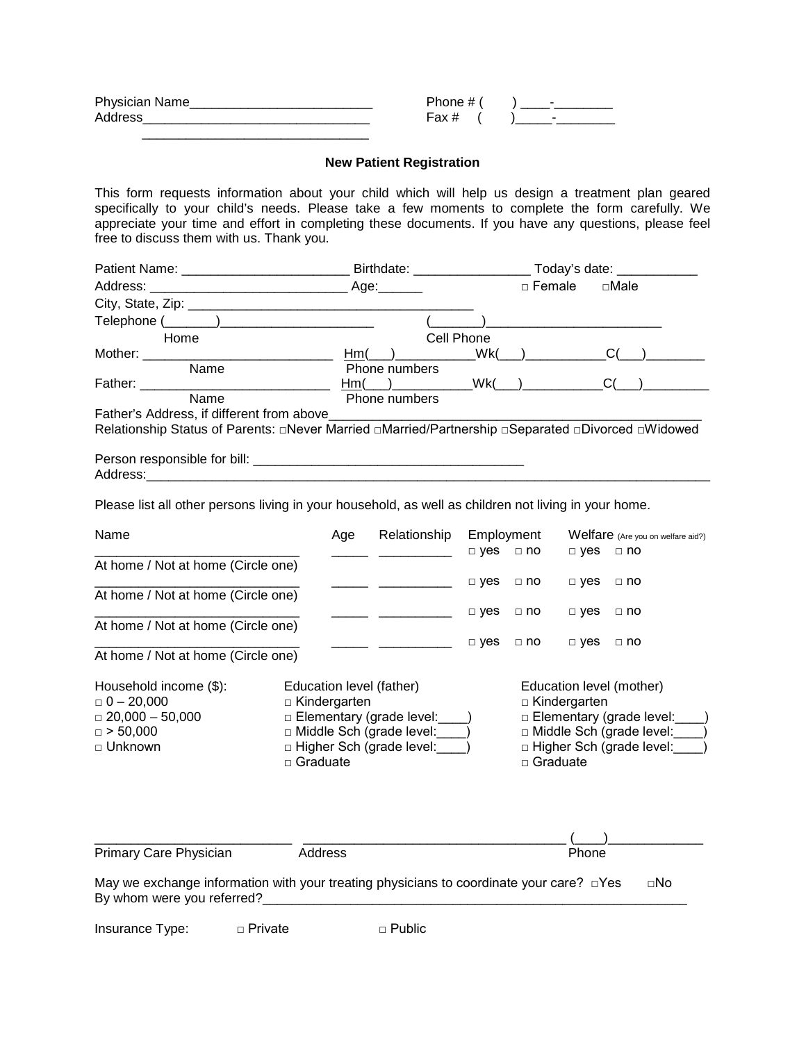Physician Name_________________________ Phone # (     ) ____-________
Address_______________________________ Fax #  (     )_____-________
_______________________________

## New Patient Registration

This form requests information about your child which will help us design a treatment plan geared specifically to your child's needs. Please take a few moments to complete the form carefully. We appreciate your time and effort in completing these documents. If you have any questions, please feel free to discuss them with us. Thank you.

Patient Name: _______________________ Birthdate: ________________ Today's date: ___________

Address: __________________________ Age:______ □ Female □Male

City, State, Zip: ________________________________________

Telephone (_______)_____________________ (_______)________________________
Home Cell Phone

Mother: __________________________ Hm(___)__________Wk(___)__________C(___)________
Name Phone numbers

Father: __________________________ Hm(___)__________Wk(___)__________C(___)_________
Name Phone numbers

Father's Address, if different from above__________________________________________________

Relationship Status of Parents: □Never Married □Married/Partnership □Separated □Divorced □Widowed

Person responsible for bill: _____________________________________

Address:_______________________________________________________________________________

Please list all other persons living in your household, as well as children not living in your home.

| Name | Age | Relationship | Employment | Welfare (Are you on welfare aid?) |
|---|---|---|---|---|
| ____________________________ At home / Not at home (Circle one) | _____ | __________ | □ yes □ no | □ yes □ no |
| ____________________________ At home / Not at home (Circle one) | _____ | __________ | □ yes □ no | □ yes □ no |
| ____________________________ At home / Not at home (Circle one) | _____ | __________ | □ yes □ no | □ yes □ no |
| ____________________________ At home / Not at home (Circle one) | _____ | __________ | □ yes □ no | □ yes □ no |

| Household income ($): | Education level (father) | Education level (mother) |
|---|---|---|
| □ 0 – 20,000 | □ Kindergarten | □ Kindergarten |
| □ 20,000 – 50,000 | □ Elementary (grade level:____) | □ Elementary (grade level:____) |
| □ > 50,000 | □ Middle Sch (grade level:____) | □ Middle Sch (grade level:____) |
| □ Unknown | □ Higher Sch (grade level:____) | □ Higher Sch (grade level:____) |
| | □ Graduate | □ Graduate |

___________________________ ___________________________________ (____)_____________
Primary Care Physician Address Phone

May we exchange information with your treating physicians to coordinate your care? □Yes □No

By whom were you referred?____________________________________________________________

Insurance Type: □ Private □ Public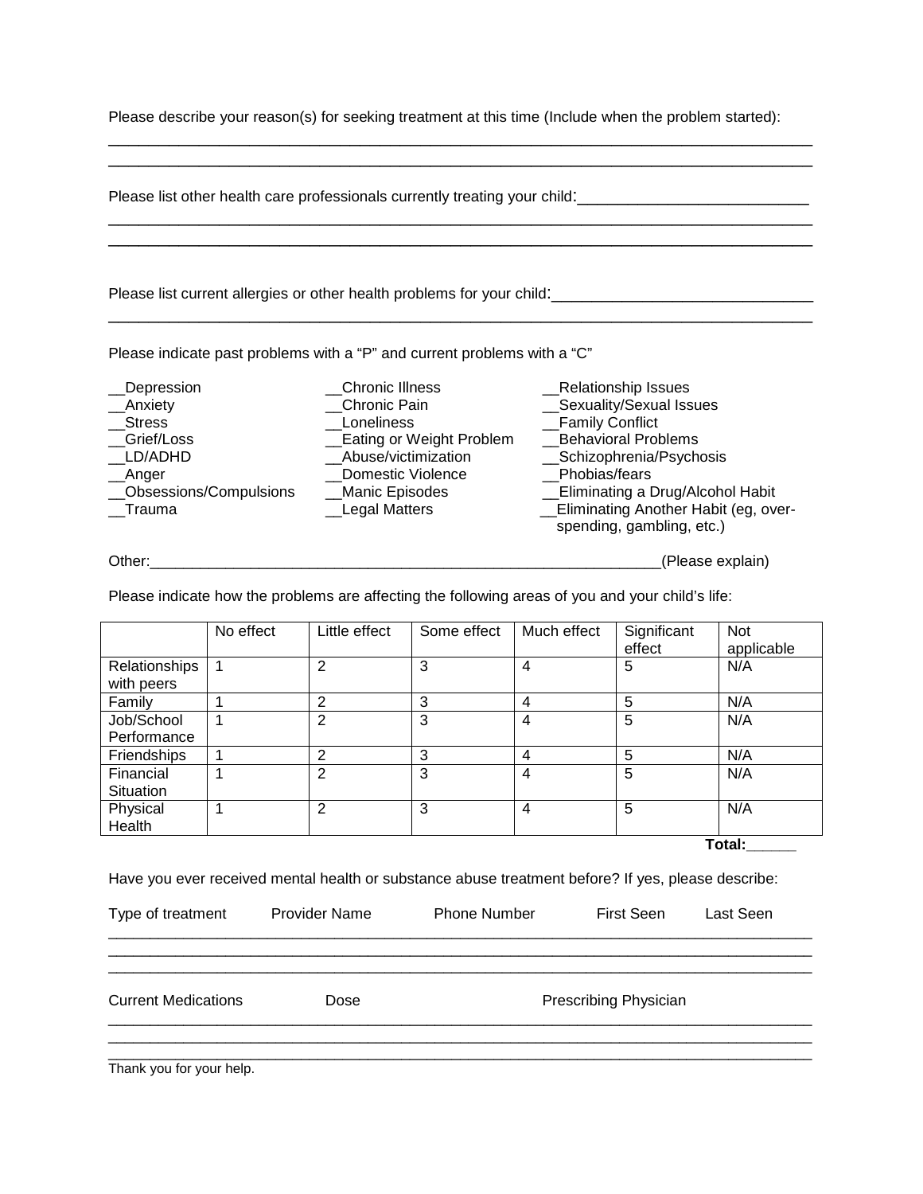Please describe your reason(s) for seeking treatment at this time (Include when the problem started):

_______________________________________________________________________________

_______________________________________________________________________________

Please list other health care professionals currently treating your child:___________________________

_______________________________________________________________________________

_______________________________________________________________________________

Please list current allergies or other health problems for your child:_______________________________

_______________________________________________________________________________

Please indicate past problems with a "P" and current problems with a "C"

__Depression
__Anxiety
__Stress
__Grief/Loss
__LD/ADHD
__Anger
__Obsessions/Compulsions
__Trauma
__Chronic Illness
__Chronic Pain
__Loneliness
__Eating or Weight Problem
__Abuse/victimization
__Domestic Violence
__Manic Episodes
__Legal Matters
__Relationship Issues
__Sexuality/Sexual Issues
__Family Conflict
__Behavioral Problems
__Schizophrenia/Psychosis
__Phobias/fears
__Eliminating a Drug/Alcohol Habit
__Eliminating Another Habit (eg, over-spending, gambling, etc.)

Other:_________________________________________________________________(Please explain)

Please indicate how the problems are affecting the following areas of you and your child's life:

| | No effect | Little effect | Some effect | Much effect | Significant effect | Not applicable |
|---|---|---|---|---|---|---|
| Relationships with peers | 1 | 2 | 3 | 4 | 5 | N/A |
| Family | 1 | 2 | 3 | 4 | 5 | N/A |
| Job/School Performance | 1 | 2 | 3 | 4 | 5 | N/A |
| Friendships | 1 | 2 | 3 | 4 | 5 | N/A |
| Financial Situation | 1 | 2 | 3 | 4 | 5 | N/A |
| Physical Health | 1 | 2 | 3 | 4 | 5 | N/A |

**Total:______**

Have you ever received mental health or substance abuse treatment before? If yes, please describe:

Type of treatment Provider Name Phone Number First Seen Last Seen

_______________________________________________________________________________

_______________________________________________________________________________

_______________________________________________________________________________

Current Medications Dose Prescribing Physician

_______________________________________________________________________________

_______________________________________________________________________________

_______________________________________________________________________________

Thank you for your help.